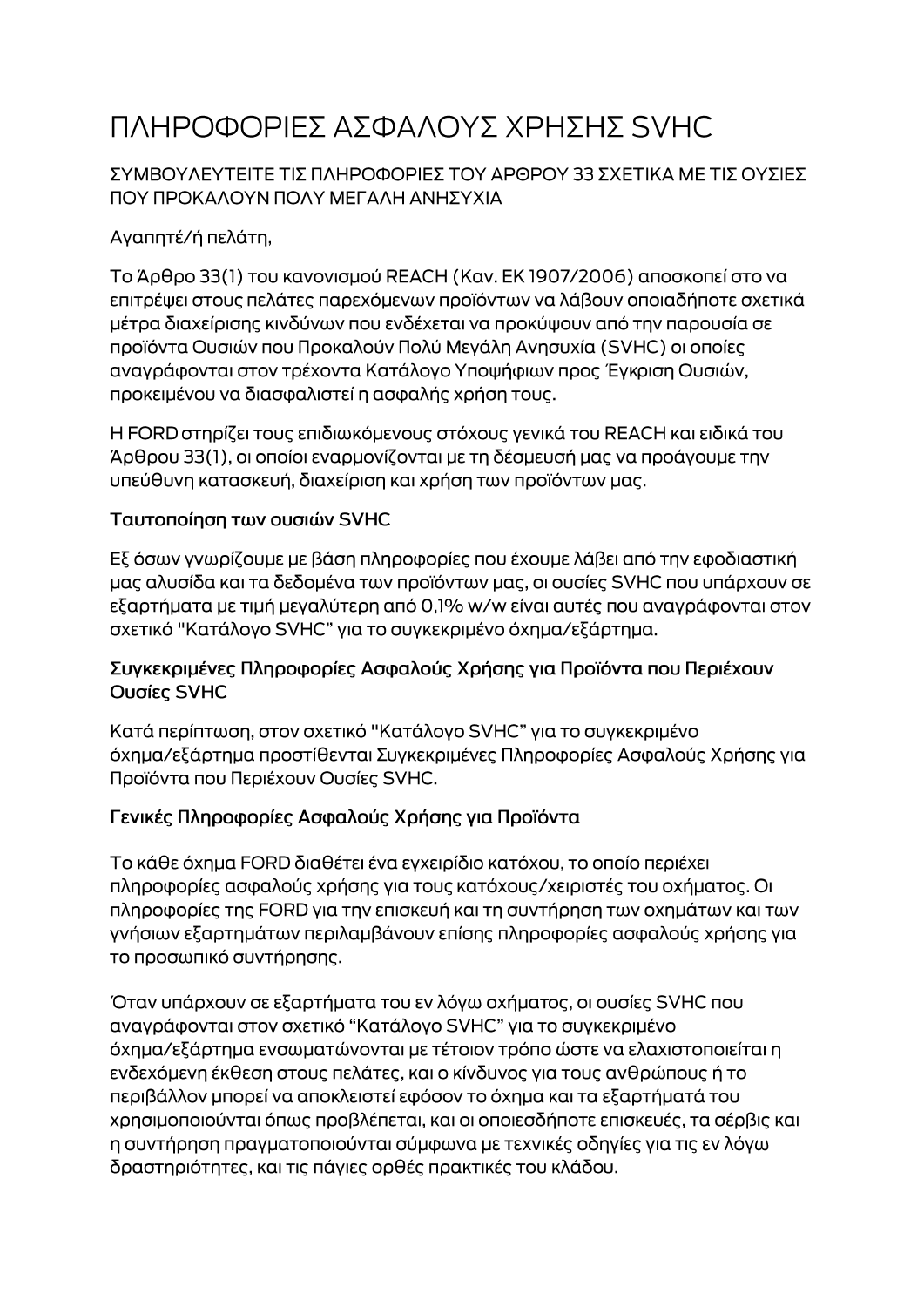# ΠΛΗΡΟΦΟΡΙΕΣ ΑΣΦΑΛΟΥΣ ΧΡΗΣΗΣ SVHC

ΣΥΜΒΟΥΛΕΥΤΕΙΤΕ ΤΙΣ ΠΛΗΡΟΦΟΡΙΕΣ ΤΟΥ ΑΡΘΡΟΥ 33 ΣΧΕΤΙΚΑ ΜΕ ΤΙΣ ΟΥΣΙΕΣ ΠΟΥ ΠΡΟΚΑΛΟΥΝ ΠΟΛΥ ΜΕΓΑΛΗ ΑΝΗΣΥΧΙΑ

Αγαπητέ/ή πελάτη,

Το Άρθρο 33(1) του κανονισμού REACH (Καν. ΕΚ 1907/2006) αποσκοπεί στο να επιτρέψει στους πελάτες παρεχόμενων προϊόντων να λάβουν οποιαδήποτε σχετικά μέτρα διαχείρισης κινδύνων που ενδέχεται να προκύψουν από την παρουσία σε προϊόντα Ουσιών που Προκαλούν Πολύ Μεγάλη Ανησυχία (SVHC) οι οποίες αναγράφονται στον τρέχοντα Κατάλογο Υποψήφιων προς Έγκριση Ουσιών, προκειμένου να διασφαλιστεί η ασφαλής χρήση τους.

Η FORD στηρίζει τους επιδιωκόμενους στόχους γενικά του REACH και ειδικά του Άρθρου 33(1), οι οποίοι εναρμονίζονται με τη δέσμευσή μας να προάγουμε την υπεύθυνη κατασκευή, διαχείριση και χρήση των προϊόντων μας.

### Ταυτοποίηση των ουσιών SVHC

Εξ όσων γνωρίζουμε με βάση πληροφορίες που έχουμε λάβει από την εφοδιαστική μας αλυσίδα και τα δεδομένα των προϊόντων μας, οι ουσίες SVHC που υπάρχουν σε εξαρτήματα με τιμή μεγαλύτερη από 0,1% w/w είναι αυτές που αναγράφονται στον σχετικό "Κατάλογο SVHC" για το συγκεκριμένο όχημα/εξάρτημα.

### Συγκεκριμένες Πληροφορίες Ασφαλούς Χρήσης για Προϊόντα που Περιέχουν Ουσίες SVHC

Κατά περίπτωση, στον σχετικό "Κατάλογο SVHC" για το συγκεκριμένο όχημα/εξάρτημα προστίθενται Συγκεκριμένες Πληροφορίες Ασφαλούς Χρήσης για Προϊόντα που Περιέχουν Ουσίες SVHC.

### Γενικές Πληροφορίες Ασφαλούς Χρήσης για Προϊόντα

Το κάθε όχημα FORD διαθέτει ένα εγχειρίδιο κατόχου, το οποίο περιέχει πληροφορίες ασφαλούς χρήσης για τους κατόχους/χειριστές του οχήματος. Οι πληροφορίες της FORD για την επισκευή και τη συντήρηση των οχημάτων και των γνήσιων εξαρτημάτων περιλαμβάνουν επίσης πληροφορίες ασφαλούς χρήσης για το προσωπικό συντήρησης.

Όταν υπάρχουν σε εξαρτήματα του εν λόγω οχήματος, οι ουσίες SVHC που αναγράφονται στον σχετικό “Κατάλογο SVHC” για το συγκεκριμένο όχημα/εξάρτημα ενσωματώνονται με τέτοιον τρόπο ώστε να ελαχιστοποιείται η ενδεχόμενη έκθεση στους πελάτες, και ο κίνδυνος για τους ανθρώπους ή το περιβάλλον μπορεί να αποκλειστεί εφόσον το όχημα και τα εξαρτήματά του χρησιμοποιούνται όπως προβλέπεται, και οι οποιεσδήποτε επισκευές, τα σέρβις και η συντήρηση πραγματοποιούνται σύμφωνα με τεχνικές οδηγίες για τις εν λόγω δραστηριότητες, και τις πάγιες ορθές πρακτικές του κλάδου.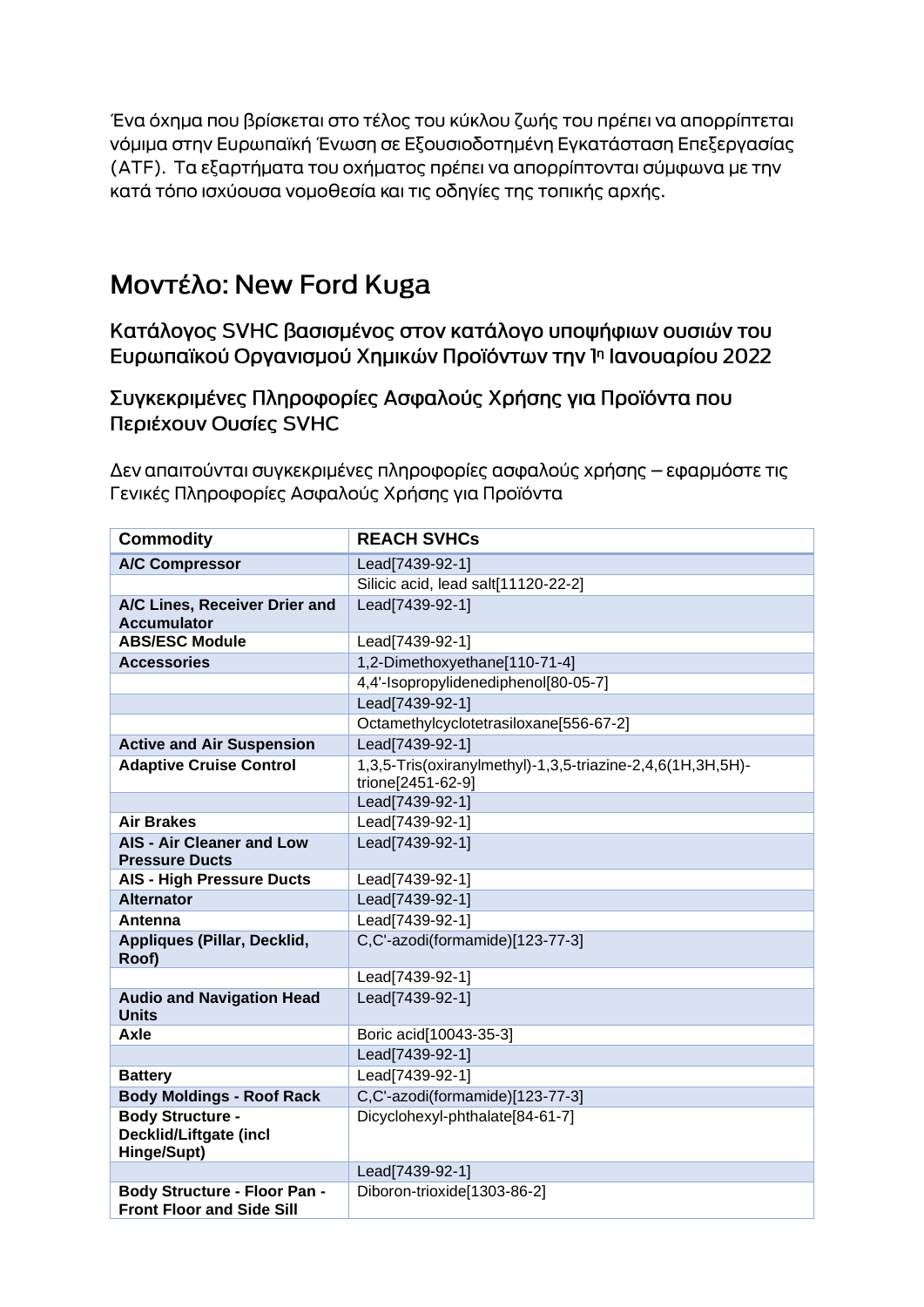Ένα όχημα που βρίσκεται στο τέλος του κύκλου ζωής του πρέπει να απορρίπτεται νόμιμα στην Ευρωπαϊκή Ένωση σε Εξουσιοδοτημένη Εγκατάσταση Επεξεργασίας (ATF). Τα εξαρτήματα του οχήματος πρέπει να απορρίπτονται σύμφωνα με την κατά τόπο ισχύουσα νομοθεσία και τις οδηγίες της τοπικής αρχής.

# Μοντέλο: New Ford Kuga

## Κατάλογος SVHC βασισμένος στον κατάλογο υποψήφιων ουσιών του Ευρωπαϊκού Οργανισμού Χημικών Προϊόντων την 1η Ιανουαρίου 2022

## Συγκεκριμένες Πληροφορίες Ασφαλούς Χρήσης για Προϊόντα που Περιέχουν Ουσίες SVHC

Δεν απαιτούνται συγκεκριμένες πληροφορίες ασφαλούς χρήσης – εφαρμόστε τις Γενικές Πληροφορίες Ασφαλούς Χρήσης για Προϊόντα

| Commodity | REACH SVHCs |
|---|---|
| **A/C Compressor** | Lead[7439-92-1] |
| | Silicic acid, lead salt[11120-22-2] |
| **A/C Lines, Receiver Drier and Accumulator** | Lead[7439-92-1] |
| **ABS/ESC Module** | Lead[7439-92-1] |
| **Accessories** | 1,2-Dimethoxyethane[110-71-4] |
| | 4,4'-Isopropylidenediphenol[80-05-7] |
| | Lead[7439-92-1] |
| | Octamethylcyclotetrasiloxane[556-67-2] |
| **Active and Air Suspension** | Lead[7439-92-1] |
| **Adaptive Cruise Control** | 1,3,5-Tris(oxiranylmethyl)-1,3,5-triazine-2,4,6(1H,3H,5H)-trione[2451-62-9] |
| | Lead[7439-92-1] |
| **Air Brakes** | Lead[7439-92-1] |
| **AIS - Air Cleaner and Low Pressure Ducts** | Lead[7439-92-1] |
| **AIS - High Pressure Ducts** | Lead[7439-92-1] |
| **Alternator** | Lead[7439-92-1] |
| **Antenna** | Lead[7439-92-1] |
| **Appliques (Pillar, Decklid, Roof)** | C,C'-azodi(formamide)[123-77-3] |
| | Lead[7439-92-1] |
| **Audio and Navigation Head Units** | Lead[7439-92-1] |
| **Axle** | Boric acid[10043-35-3] |
| | Lead[7439-92-1] |
| **Battery** | Lead[7439-92-1] |
| **Body Moldings - Roof Rack** | C,C'-azodi(formamide)[123-77-3] |
| **Body Structure - Decklid/Liftgate (incl Hinge/Supt)** | Dicyclohexyl-phthalate[84-61-7] |
| | Lead[7439-92-1] |
| **Body Structure - Floor Pan - Front Floor and Side Sill** | Diboron-trioxide[1303-86-2] |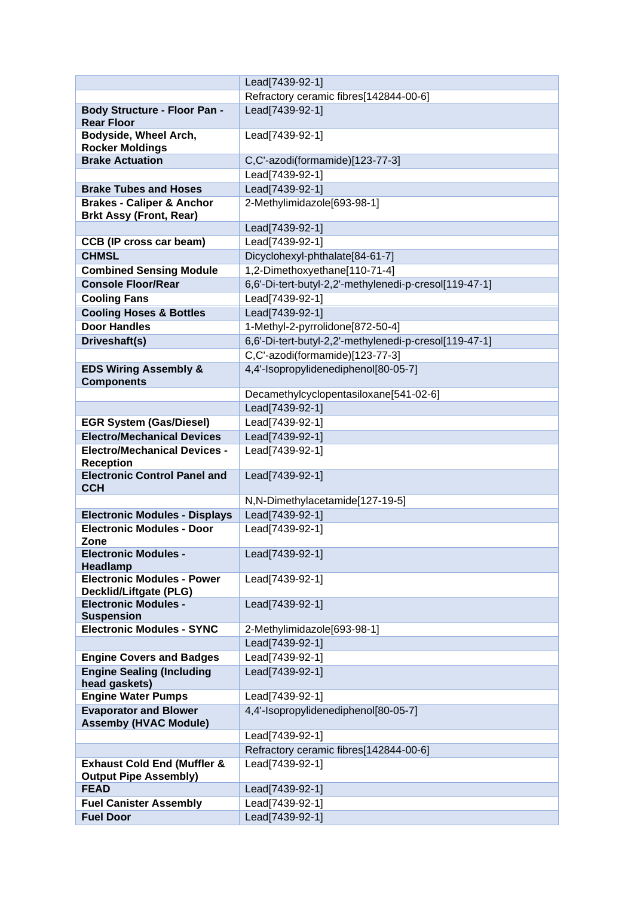| | |
|---|---|
| | Lead[7439-92-1] |
| | Refractory ceramic fibres[142844-00-6] |
| **Body Structure - Floor Pan - Rear Floor** | Lead[7439-92-1] |
| **Bodyside, Wheel Arch, Rocker Moldings** | Lead[7439-92-1] |
| **Brake Actuation** | C,C'-azodi(formamide)[123-77-3] |
| | Lead[7439-92-1] |
| **Brake Tubes and Hoses** | Lead[7439-92-1] |
| **Brakes - Caliper & Anchor Brkt Assy (Front, Rear)** | 2-Methylimidazole[693-98-1] |
| | Lead[7439-92-1] |
| **CCB (IP cross car beam)** | Lead[7439-92-1] |
| **CHMSL** | Dicyclohexyl-phthalate[84-61-7] |
| **Combined Sensing Module** | 1,2-Dimethoxyethane[110-71-4] |
| **Console Floor/Rear** | 6,6'-Di-tert-butyl-2,2'-methylenedi-p-cresol[119-47-1] |
| **Cooling Fans** | Lead[7439-92-1] |
| **Cooling Hoses & Bottles** | Lead[7439-92-1] |
| **Door Handles** | 1-Methyl-2-pyrrolidone[872-50-4] |
| **Driveshaft(s)** | 6,6'-Di-tert-butyl-2,2'-methylenedi-p-cresol[119-47-1] |
| | C,C'-azodi(formamide)[123-77-3] |
| **EDS Wiring Assembly & Components** | 4,4'-Isopropylidenediphenol[80-05-7] |
| | Decamethylcyclopentasiloxane[541-02-6] |
| | Lead[7439-92-1] |
| **EGR System (Gas/Diesel)** | Lead[7439-92-1] |
| **Electro/Mechanical Devices** | Lead[7439-92-1] |
| **Electro/Mechanical Devices - Reception** | Lead[7439-92-1] |
| **Electronic Control Panel and CCH** | Lead[7439-92-1] |
| | N,N-Dimethylacetamide[127-19-5] |
| **Electronic Modules - Displays** | Lead[7439-92-1] |
| **Electronic Modules - Door Zone** | Lead[7439-92-1] |
| **Electronic Modules - Headlamp** | Lead[7439-92-1] |
| **Electronic Modules - Power Decklid/Liftgate (PLG)** | Lead[7439-92-1] |
| **Electronic Modules - Suspension** | Lead[7439-92-1] |
| **Electronic Modules - SYNC** | 2-Methylimidazole[693-98-1] |
| | Lead[7439-92-1] |
| **Engine Covers and Badges** | Lead[7439-92-1] |
| **Engine Sealing (Including head gaskets)** | Lead[7439-92-1] |
| **Engine Water Pumps** | Lead[7439-92-1] |
| **Evaporator and Blower Assemby (HVAC Module)** | 4,4'-Isopropylidenediphenol[80-05-7] |
| | Lead[7439-92-1] |
| | Refractory ceramic fibres[142844-00-6] |
| **Exhaust Cold End (Muffler & Output Pipe Assembly)** | Lead[7439-92-1] |
| **FEAD** | Lead[7439-92-1] |
| **Fuel Canister Assembly** | Lead[7439-92-1] |
| **Fuel Door** | Lead[7439-92-1] |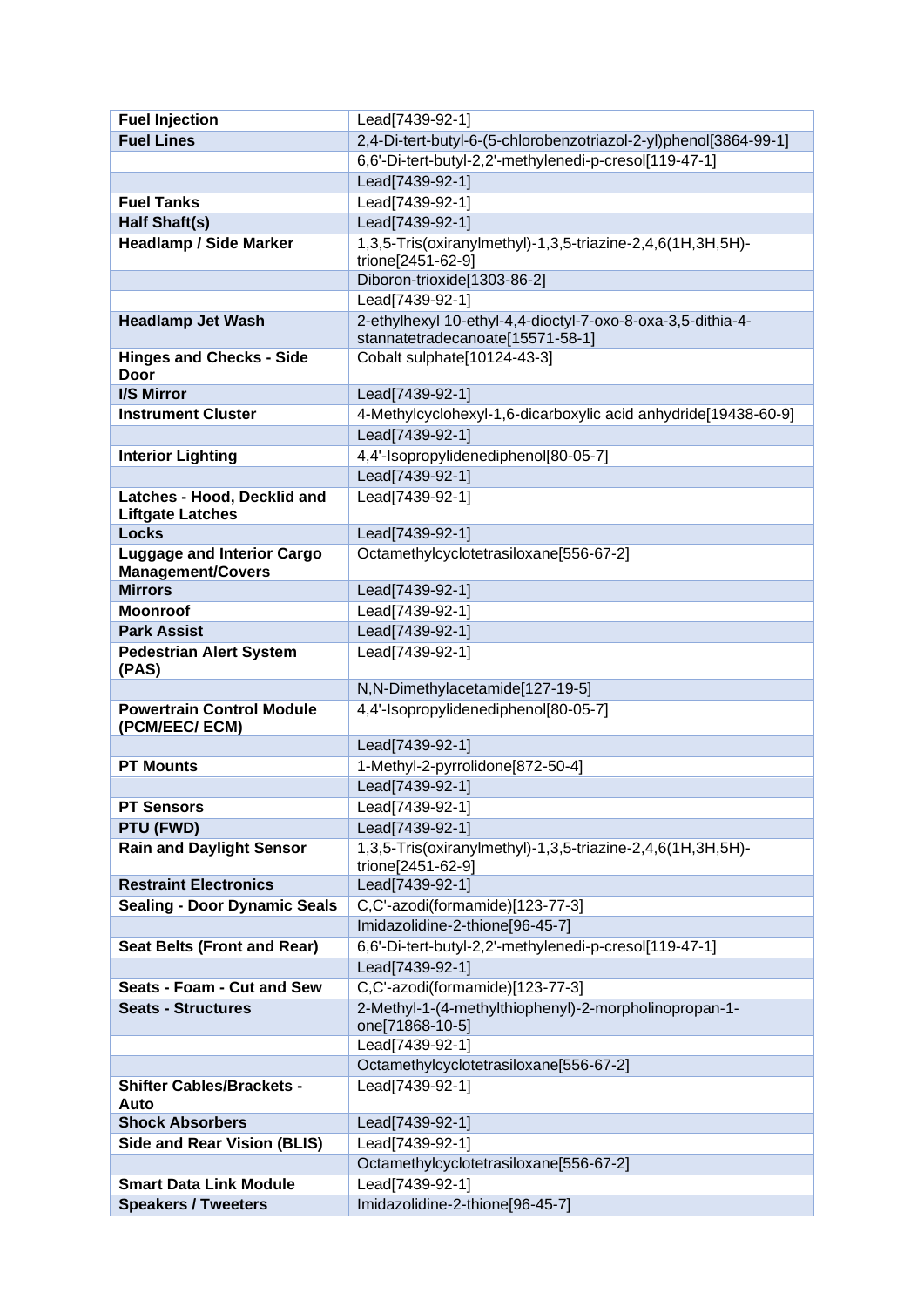| **Fuel Injection** | Lead[7439-92-1] |
|---|---|
| **Fuel Lines** | 2,4-Di-tert-butyl-6-(5-chlorobenzotriazol-2-yl)phenol[3864-99-1] |
| | 6,6'-Di-tert-butyl-2,2'-methylenedi-p-cresol[119-47-1] |
| | Lead[7439-92-1] |
| **Fuel Tanks** | Lead[7439-92-1] |
| **Half Shaft(s)** | Lead[7439-92-1] |
| **Headlamp / Side Marker** | 1,3,5-Tris(oxiranylmethyl)-1,3,5-triazine-2,4,6(1H,3H,5H)-trione[2451-62-9] |
| | Diboron-trioxide[1303-86-2] |
| | Lead[7439-92-1] |
| **Headlamp Jet Wash** | 2-ethylhexyl 10-ethyl-4,4-dioctyl-7-oxo-8-oxa-3,5-dithia-4-stannatetradecanoate[15571-58-1] |
| **Hinges and Checks - Side Door** | Cobalt sulphate[10124-43-3] |
| **I/S Mirror** | Lead[7439-92-1] |
| **Instrument Cluster** | 4-Methylcyclohexyl-1,6-dicarboxylic acid anhydride[19438-60-9] |
| | Lead[7439-92-1] |
| **Interior Lighting** | 4,4'-Isopropylidenediphenol[80-05-7] |
| | Lead[7439-92-1] |
| **Latches - Hood, Decklid and Liftgate Latches** | Lead[7439-92-1] |
| **Locks** | Lead[7439-92-1] |
| **Luggage and Interior Cargo Management/Covers** | Octamethylcyclotetrasiloxane[556-67-2] |
| **Mirrors** | Lead[7439-92-1] |
| **Moonroof** | Lead[7439-92-1] |
| **Park Assist** | Lead[7439-92-1] |
| **Pedestrian Alert System (PAS)** | Lead[7439-92-1] |
| | N,N-Dimethylacetamide[127-19-5] |
| **Powertrain Control Module (PCM/EEC/ ECM)** | 4,4'-Isopropylidenediphenol[80-05-7] |
| | Lead[7439-92-1] |
| **PT Mounts** | 1-Methyl-2-pyrrolidone[872-50-4] |
| | Lead[7439-92-1] |
| **PT Sensors** | Lead[7439-92-1] |
| **PTU (FWD)** | Lead[7439-92-1] |
| **Rain and Daylight Sensor** | 1,3,5-Tris(oxiranylmethyl)-1,3,5-triazine-2,4,6(1H,3H,5H)-trione[2451-62-9] |
| **Restraint Electronics** | Lead[7439-92-1] |
| **Sealing - Door Dynamic Seals** | C,C'-azodi(formamide)[123-77-3] |
| | Imidazolidine-2-thione[96-45-7] |
| **Seat Belts (Front and Rear)** | 6,6'-Di-tert-butyl-2,2'-methylenedi-p-cresol[119-47-1] |
| | Lead[7439-92-1] |
| **Seats - Foam - Cut and Sew** | C,C'-azodi(formamide)[123-77-3] |
| **Seats - Structures** | 2-Methyl-1-(4-methylthiophenyl)-2-morpholinopropan-1-one[71868-10-5] |
| | Lead[7439-92-1] |
| | Octamethylcyclotetrasiloxane[556-67-2] |
| **Shifter Cables/Brackets - Auto** | Lead[7439-92-1] |
| **Shock Absorbers** | Lead[7439-92-1] |
| **Side and Rear Vision (BLIS)** | Lead[7439-92-1] |
| | Octamethylcyclotetrasiloxane[556-67-2] |
| **Smart Data Link Module** | Lead[7439-92-1] |
| **Speakers / Tweeters** | Imidazolidine-2-thione[96-45-7] |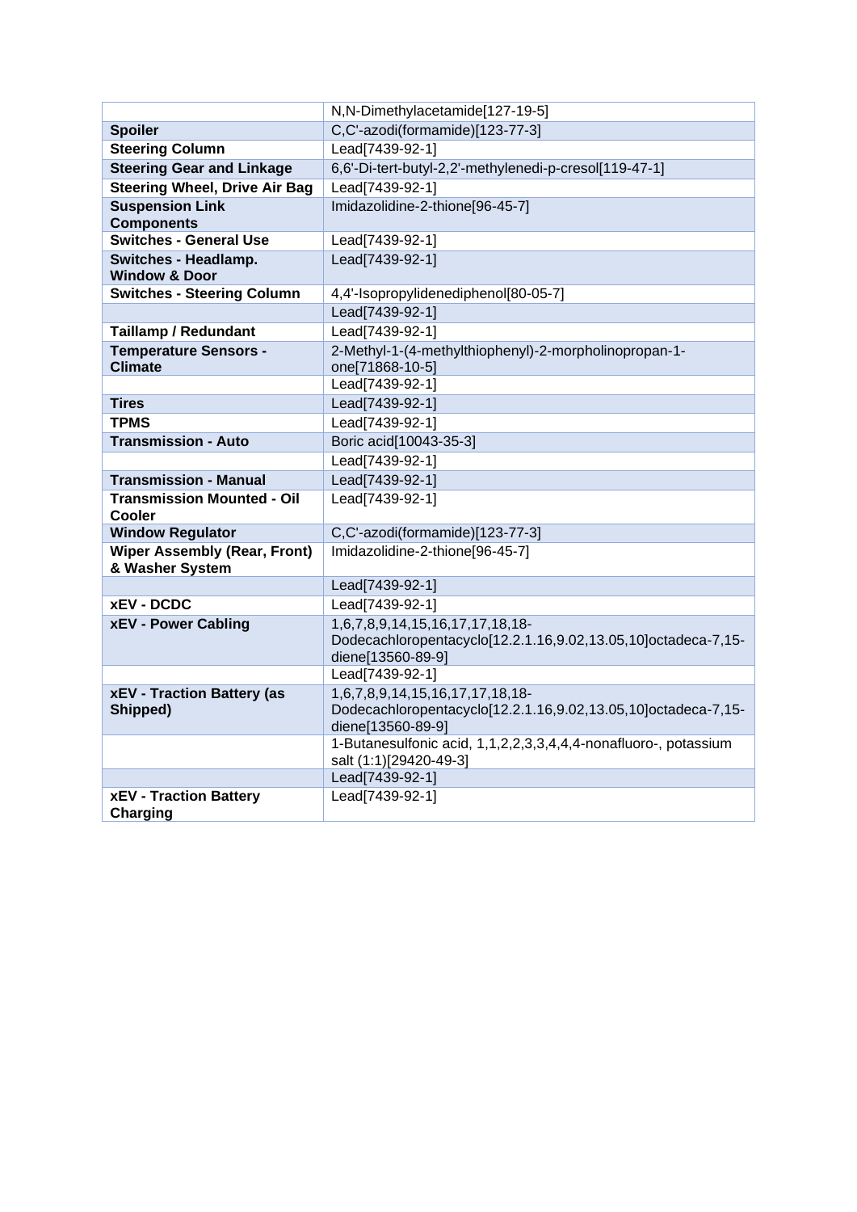| | |
|---|---|
| | N,N-Dimethylacetamide[127-19-5] |
| **Spoiler** | C,C'-azodi(formamide)[123-77-3] |
| **Steering Column** | Lead[7439-92-1] |
| **Steering Gear and Linkage** | 6,6'-Di-tert-butyl-2,2'-methylenedi-p-cresol[119-47-1] |
| **Steering Wheel, Drive Air Bag** | Lead[7439-92-1] |
| **Suspension Link Components** | Imidazolidine-2-thione[96-45-7] |
| **Switches - General Use** | Lead[7439-92-1] |
| **Switches - Headlamp. Window & Door** | Lead[7439-92-1] |
| **Switches - Steering Column** | 4,4'-Isopropylidenediphenol[80-05-7] |
| | Lead[7439-92-1] |
| **Taillamp / Redundant** | Lead[7439-92-1] |
| **Temperature Sensors - Climate** | 2-Methyl-1-(4-methylthiophenyl)-2-morpholinopropan-1-one[71868-10-5] |
| | Lead[7439-92-1] |
| **Tires** | Lead[7439-92-1] |
| **TPMS** | Lead[7439-92-1] |
| **Transmission - Auto** | Boric acid[10043-35-3] |
| | Lead[7439-92-1] |
| **Transmission - Manual** | Lead[7439-92-1] |
| **Transmission Mounted - Oil Cooler** | Lead[7439-92-1] |
| **Window Regulator** | C,C'-azodi(formamide)[123-77-3] |
| **Wiper Assembly (Rear, Front) & Washer System** | Imidazolidine-2-thione[96-45-7] |
| | Lead[7439-92-1] |
| **xEV - DCDC** | Lead[7439-92-1] |
| **xEV - Power Cabling** | 1,6,7,8,9,14,15,16,17,17,18,18-Dodecachloropentacyclo[12.2.1.16,9.02,13.05,10]octadeca-7,15-diene[13560-89-9] |
| | Lead[7439-92-1] |
| **xEV - Traction Battery (as Shipped)** | 1,6,7,8,9,14,15,16,17,17,18,18-Dodecachloropentacyclo[12.2.1.16,9.02,13.05,10]octadeca-7,15-diene[13560-89-9] |
| | 1-Butanesulfonic acid, 1,1,2,2,3,3,4,4,4-nonafluoro-, potassium salt (1:1)[29420-49-3] |
| | Lead[7439-92-1] |
| **xEV - Traction Battery Charging** | Lead[7439-92-1] |